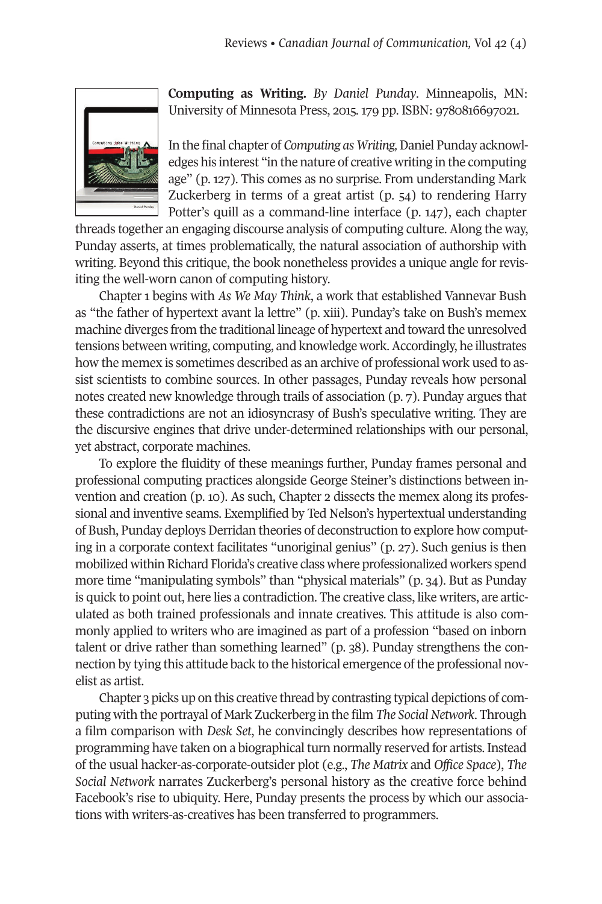**Computing as Writing.** *By Daniel Punday*. Minneapolis, MN: University of Minnesota Press, 2015. 179 pp. ISBN: 9780816697021.

In the final chapter of *Computing as Writing,* Daniel Punday acknowledges his interest "in the nature of creative writing in the computing age" (p. 127). This comes as no surprise. From understanding Mark Zuckerberg in terms of a great artist (p. 54) to rendering Harry Potter's quill as a command-line interface (p. 147), each chapter threads together an engaging discourse analysis of computing culture. Along the way, Punday asserts, at times problematically, the natural association of authorship with writing. Beyond this critique, the book nonetheless provides a unique angle for revisiting the well-worn canon of computing history.

Chapter 1 begins with *As We May Think*, a work that established Vannevar Bush as "the father of hypertext avant la lettre" (p. xiii). Punday's take on Bush's memex machine diverges from the traditional lineage of hypertext and toward the unresolved tensions between writing, computing, and knowledge work. Accordingly, he illustrates how the memex is sometimes described as an archive of professional work used to assist scientists to combine sources. In other passages, Punday reveals how personal notes created new knowledge through trails of association (p. 7). Punday argues that these contradictions are not an idiosyncrasy of Bush's speculative writing. They are the discursive engines that drive under-determined relationships with our personal, yet abstract, corporate machines.

To explore the fluidity of these meanings further, Punday frames personal and professional computing practices alongside George Steiner's distinctions between invention and creation (p. 10). As such, Chapter 2 dissects the memex along its professional and inventive seams. Exemplified by Ted Nelson's hypertextual understanding of Bush, Punday deploys Derridan theories of deconstruction to explore how computing in a corporate context facilitates "unoriginal genius" (p. 27). Such genius is then mobilized within Richard Florida's creative class where professionalized workers spend more time "manipulating symbols" than "physical materials" (p. 34). But as Punday is quick to point out, here lies a contradiction. The creative class, like writers, are articulated as both trained professionals and innate creatives. This attitude is also commonly applied to writers who are imagined as part of a profession "based on inborn talent or drive rather than something learned" (p. 38). Punday strengthens the connection by tying this attitude back to the historical emergence of the professional novelist as artist.

Chapter 3 picks up on this creative thread by contrasting typical depictions of computing with the portrayal of Mark Zuckerberg in the film *The Social Network*. Through a film comparison with *Desk Set*, he convincingly describes how representations of programming have taken on a biographical turn normally reserved for artists. Instead of the usual hacker-as-corporate-outsider plot (e.g., *The Matrix* and *Office Space*), *The Social Network* narrates Zuckerberg's personal history as the creative force behind Facebook's rise to ubiquity. Here, Punday presents the process by which our associations with writers-as-creatives has been transferred to programmers.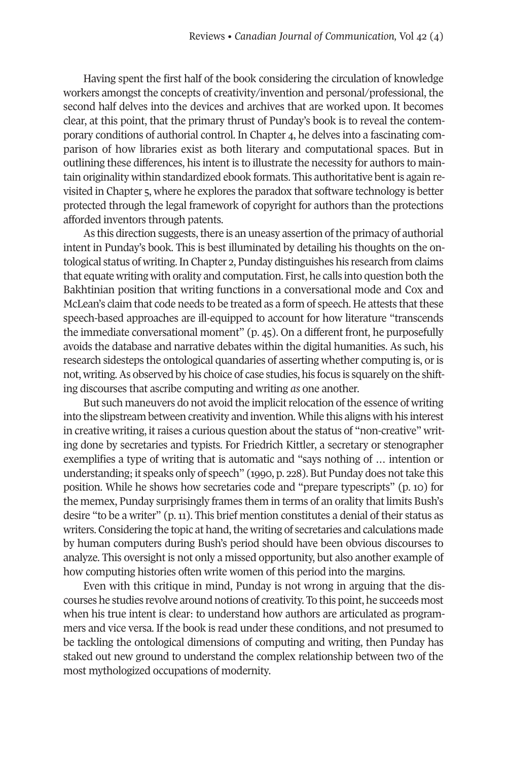Having spent the first half of the book considering the circulation of knowledge workers amongst the concepts of creativity/invention and personal/professional, the second half delves into the devices and archives that are worked upon. It becomes clear, at this point, that the primary thrust of Punday's book is to reveal the contemporary conditions of authorial control. In Chapter 4, he delves into a fascinating comparison of how libraries exist as both literary and computational spaces. But in outlining these differences, his intent is to illustrate the necessity for authors to maintain originality within standardized ebook formats. This authoritative bent is again revisited in Chapter 5, where he explores the paradox that software technology is better protected through the legal framework of copyright for authors than the protections afforded inventors through patents.

As this direction suggests, there is an uneasy assertion of the primacy of authorial intent in Punday's book. This is best illuminated by detailing his thoughts on the ontological status of writing. In Chapter 2, Punday distinguishes his research from claims that equate writing with orality and computation. First, he calls into question both the Bakhtinian position that writing functions in a conversational mode and Cox and McLean's claim that code needs to be treated as a form of speech. He attests that these speech-based approaches are ill-equipped to account for how literature "transcends the immediate conversational moment" (p. 45). On a different front, he purposefully avoids the database and narrative debates within the digital humanities. As such, his research sidesteps the ontological quandaries of asserting whether computing is, or is not, writing. As observed by his choice of case studies, his focus is squarely on the shifting discourses that ascribe computing and writing *as* one another.

But such maneuvers do not avoid the implicit relocation of the essence of writing into the slipstream between creativity and invention. While this aligns with his interest in creative writing, it raises a curious question about the status of "non-creative" writing done by secretaries and typists. For Friedrich Kittler, a secretary or stenographer exemplifies a type of writing that is automatic and "says nothing of … intention or understanding; it speaks only of speech" (1990, p. 228). But Punday does not take this position. While he shows how secretaries code and "prepare typescripts" (p. 10) for the memex, Punday surprisingly frames them in terms of an orality that limits Bush's desire "to be a writer" (p. 11). This brief mention constitutes a denial of their status as writers. Considering the topic at hand, the writing of secretaries and calculations made by human computers during Bush's period should have been obvious discourses to analyze. This oversight is not only a missed opportunity, but also another example of how computing histories often write women of this period into the margins.

Even with this critique in mind, Punday is not wrong in arguing that the discourses he studies revolve around notions of creativity. To this point, he succeeds most when his true intent is clear: to understand how authors are articulated as programmers and vice versa. If the book is read under these conditions, and not presumed to be tackling the ontological dimensions of computing and writing, then Punday has staked out new ground to understand the complex relationship between two of the most mythologized occupations of modernity.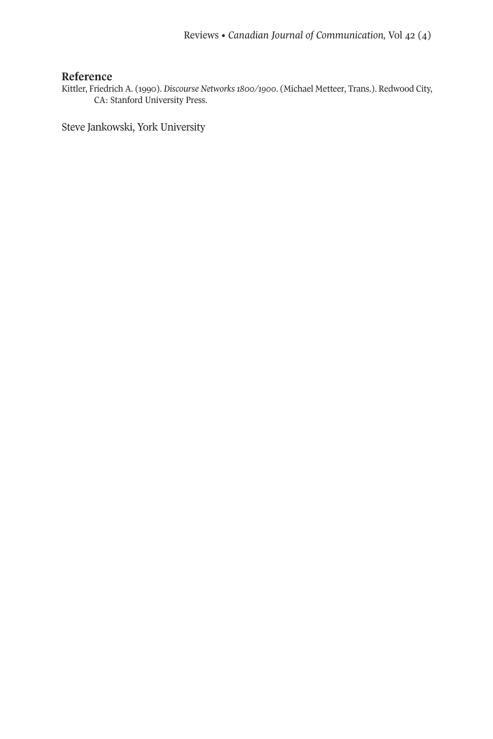## Reference

Kittler, Friedrich A. (1990). *Discourse Networks 1800/1900*. (Michael Metteer, Trans.). Redwood City, CA: Stanford University Press.

Steve Jankowski, York University